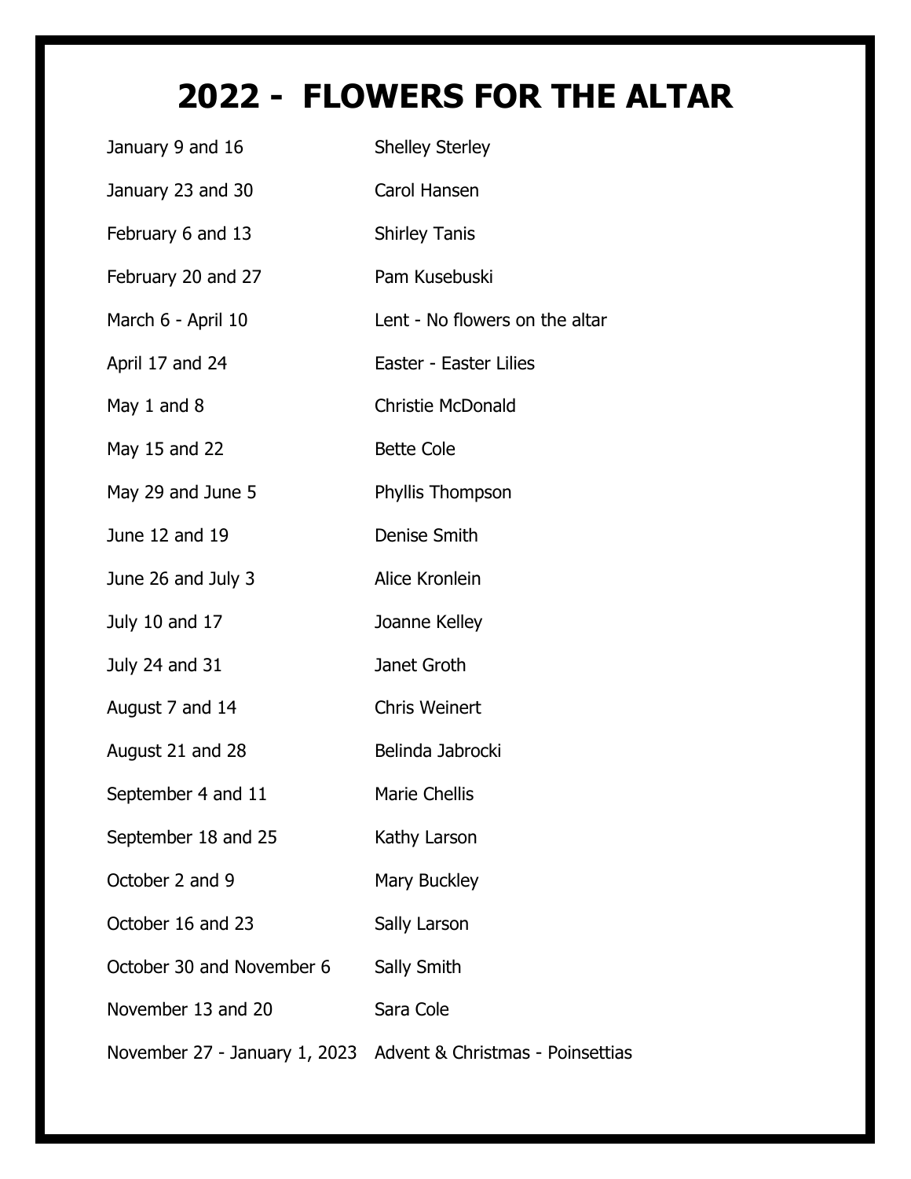# 2022 - FLOWERS FOR THE ALTAR

| | |
|---|---|
| January 9 and 16 | Shelley Sterley |
| January 23 and 30 | Carol Hansen |
| February 6 and 13 | Shirley Tanis |
| February 20 and 27 | Pam Kusebuski |
| March 6 - April 10 | Lent - No flowers on the altar |
| April 17 and 24 | Easter - Easter Lilies |
| May 1 and 8 | Christie McDonald |
| May 15 and 22 | Bette Cole |
| May 29 and June 5 | Phyllis Thompson |
| June 12 and 19 | Denise Smith |
| June 26 and July 3 | Alice Kronlein |
| July 10 and 17 | Joanne Kelley |
| July 24 and 31 | Janet Groth |
| August 7 and 14 | Chris Weinert |
| August 21 and 28 | Belinda Jabrocki |
| September 4 and 11 | Marie Chellis |
| September 18 and 25 | Kathy Larson |
| October 2 and 9 | Mary Buckley |
| October 16 and 23 | Sally Larson |
| October 30 and November 6 | Sally Smith |
| November 13 and 20 | Sara Cole |
| November 27 - January 1, 2023 | Advent & Christmas - Poinsettias |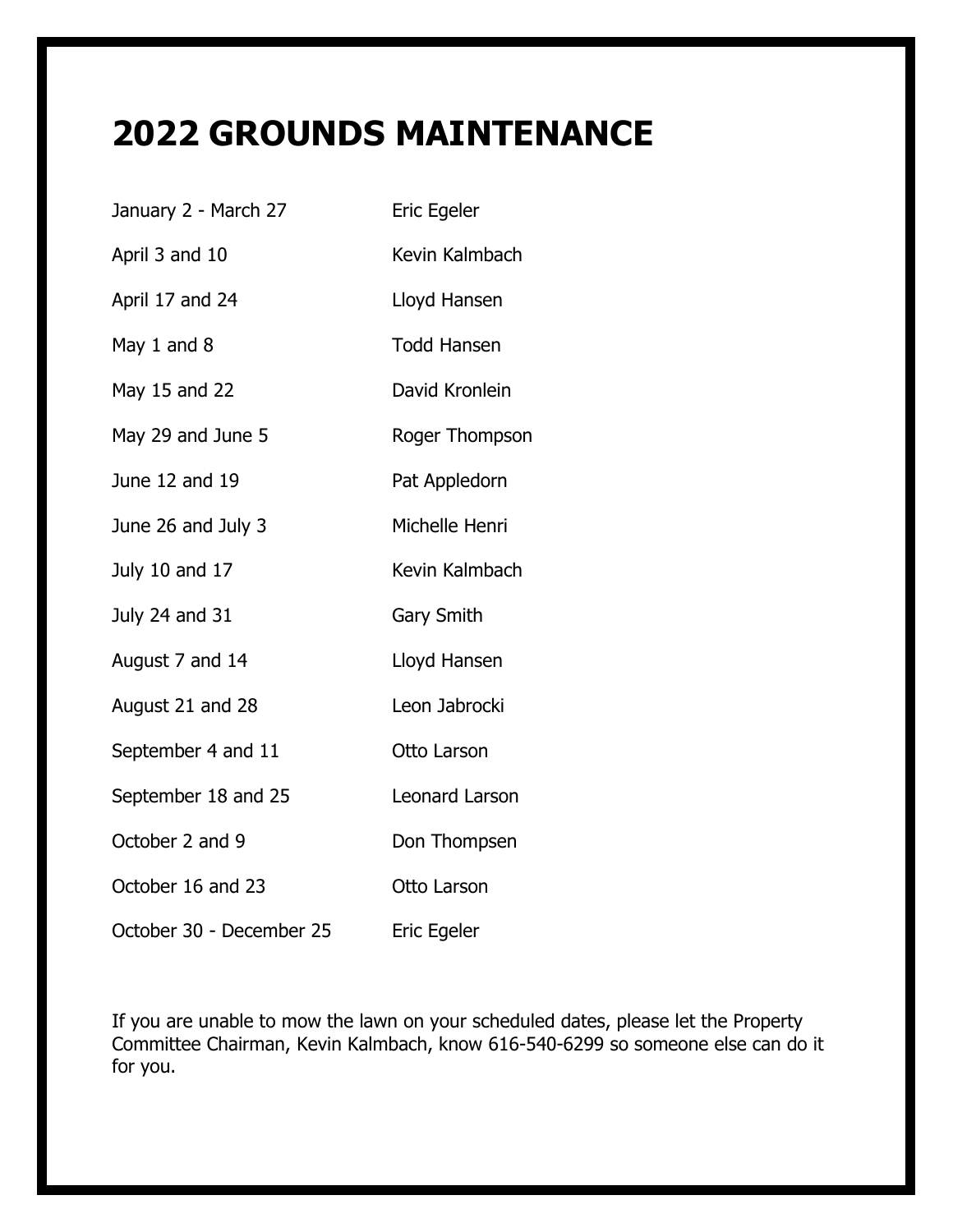# 2022 GROUNDS MAINTENANCE

| | |
|---|---|
| January 2 - March 27 | Eric Egeler |
| April 3 and 10 | Kevin Kalmbach |
| April 17 and 24 | Lloyd Hansen |
| May 1 and 8 | Todd Hansen |
| May 15 and 22 | David Kronlein |
| May 29 and June 5 | Roger Thompson |
| June 12 and 19 | Pat Appledorn |
| June 26 and July 3 | Michelle Henri |
| July 10 and 17 | Kevin Kalmbach |
| July 24 and 31 | Gary Smith |
| August 7 and 14 | Lloyd Hansen |
| August 21 and 28 | Leon Jabrocki |
| September 4 and 11 | Otto Larson |
| September 18 and 25 | Leonard Larson |
| October 2 and 9 | Don Thompsen |
| October 16 and 23 | Otto Larson |
| October 30 - December 25 | Eric Egeler |

If you are unable to mow the lawn on your scheduled dates, please let the Property Committee Chairman, Kevin Kalmbach, know 616-540-6299 so someone else can do it for you.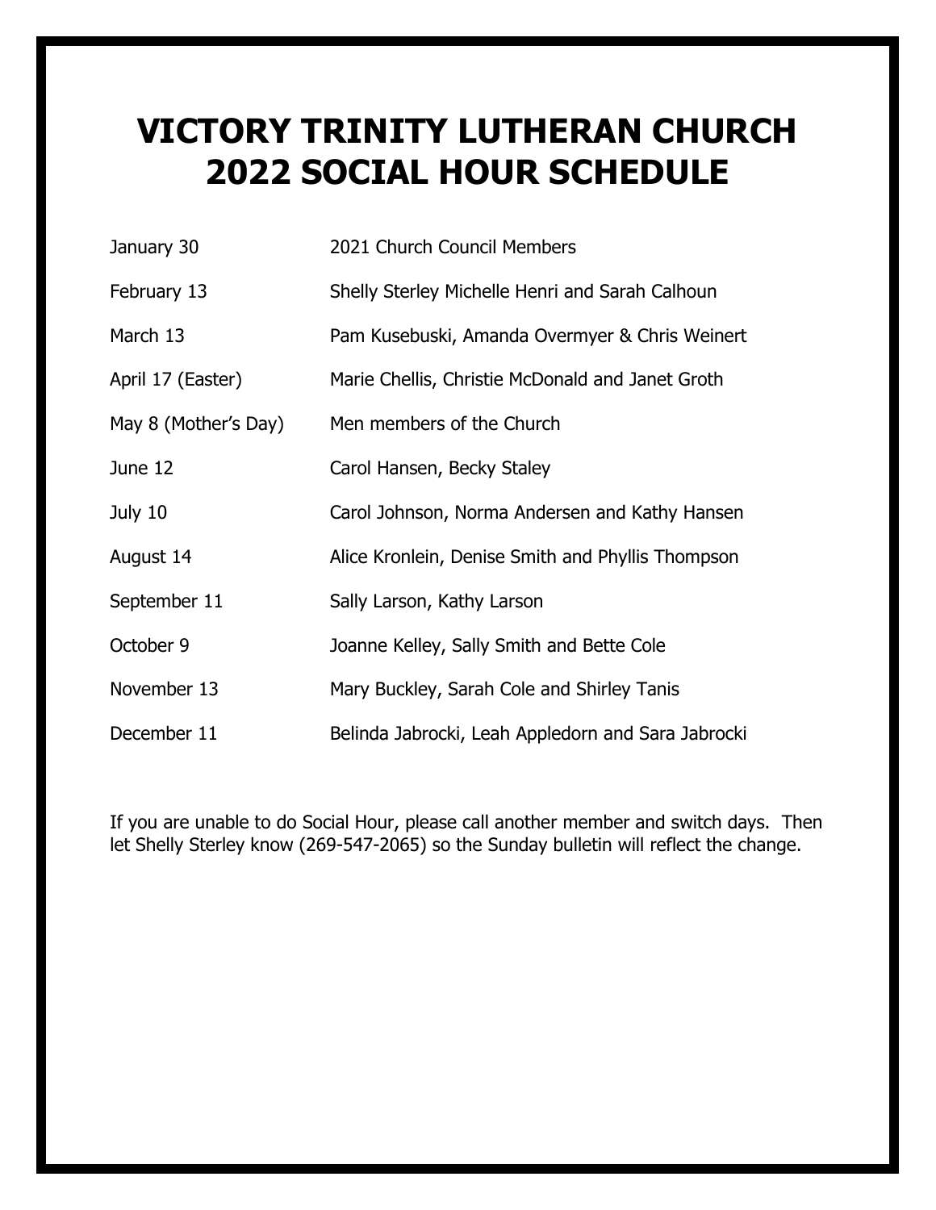# VICTORY TRINITY LUTHERAN CHURCH
# 2022 SOCIAL HOUR SCHEDULE

| | |
|---|---|
| January 30 | 2021 Church Council Members |
| February 13 | Shelly Sterley Michelle Henri and Sarah Calhoun |
| March 13 | Pam Kusebuski, Amanda Overmyer & Chris Weinert |
| April 17 (Easter) | Marie Chellis, Christie McDonald and Janet Groth |
| May 8 (Mother's Day) | Men members of the Church |
| June 12 | Carol Hansen, Becky Staley |
| July 10 | Carol Johnson, Norma Andersen and Kathy Hansen |
| August 14 | Alice Kronlein, Denise Smith and Phyllis Thompson |
| September 11 | Sally Larson, Kathy Larson |
| October 9 | Joanne Kelley, Sally Smith and Bette Cole |
| November 13 | Mary Buckley, Sarah Cole and Shirley Tanis |
| December 11 | Belinda Jabrocki, Leah Appledorn and Sara Jabrocki |

If you are unable to do Social Hour, please call another member and switch days. Then let Shelly Sterley know (269-547-2065) so the Sunday bulletin will reflect the change.